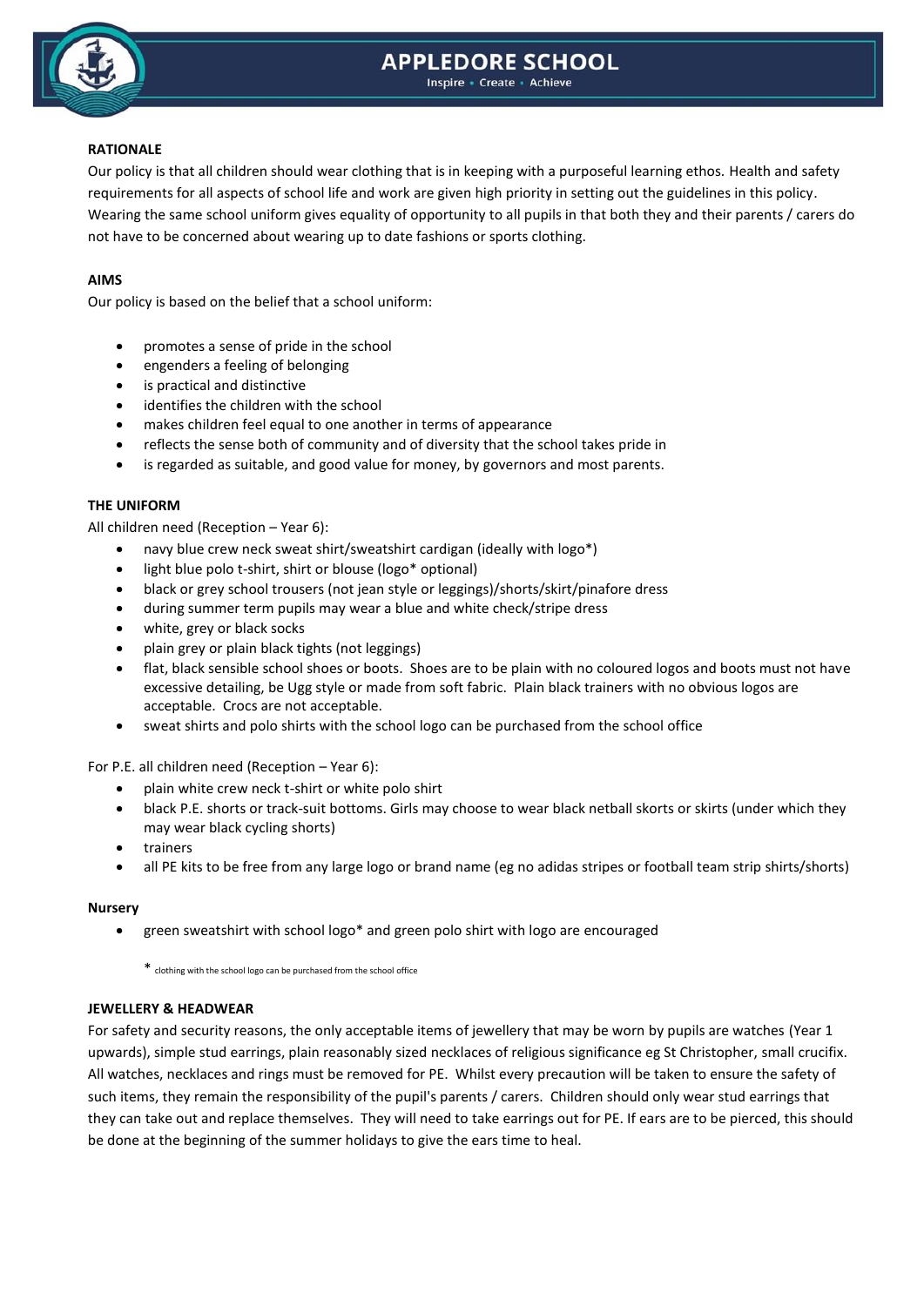# APPLEDORE SCHOOL

Inspire • Create • Achieve

**RATIONALE**

Our policy is that all children should wear clothing that is in keeping with a purposeful learning ethos. Health and safety requirements for all aspects of school life and work are given high priority in setting out the guidelines in this policy. Wearing the same school uniform gives equality of opportunity to all pupils in that both they and their parents / carers do not have to be concerned about wearing up to date fashions or sports clothing.

**AIMS**

Our policy is based on the belief that a school uniform:

- promotes a sense of pride in the school
- engenders a feeling of belonging
- is practical and distinctive
- identifies the children with the school
- makes children feel equal to one another in terms of appearance
- reflects the sense both of community and of diversity that the school takes pride in
- is regarded as suitable, and good value for money, by governors and most parents.

**THE UNIFORM**

All children need (Reception – Year 6):

- navy blue crew neck sweat shirt/sweatshirt cardigan (ideally with logo*)
- light blue polo t-shirt, shirt or blouse (logo* optional)
- black or grey school trousers (not jean style or leggings)/shorts/skirt/pinafore dress
- during summer term pupils may wear a blue and white check/stripe dress
- white, grey or black socks
- plain grey or plain black tights (not leggings)
- flat, black sensible school shoes or boots. Shoes are to be plain with no coloured logos and boots must not have excessive detailing, be Ugg style or made from soft fabric. Plain black trainers with no obvious logos are acceptable. Crocs are not acceptable.
- sweat shirts and polo shirts with the school logo can be purchased from the school office

For P.E. all children need (Reception – Year 6):

- plain white crew neck t-shirt or white polo shirt
- black P.E. shorts or track-suit bottoms. Girls may choose to wear black netball skorts or skirts (under which they may wear black cycling shorts)
- trainers
- all PE kits to be free from any large logo or brand name (eg no adidas stripes or football team strip shirts/shorts)

**Nursery**

- green sweatshirt with school logo* and green polo shirt with logo are encouraged

\* clothing with the school logo can be purchased from the school office

**JEWELLERY & HEADWEAR**

For safety and security reasons, the only acceptable items of jewellery that may be worn by pupils are watches (Year 1 upwards), simple stud earrings, plain reasonably sized necklaces of religious significance eg St Christopher, small crucifix. All watches, necklaces and rings must be removed for PE. Whilst every precaution will be taken to ensure the safety of such items, they remain the responsibility of the pupil's parents / carers. Children should only wear stud earrings that they can take out and replace themselves. They will need to take earrings out for PE. If ears are to be pierced, this should be done at the beginning of the summer holidays to give the ears time to heal.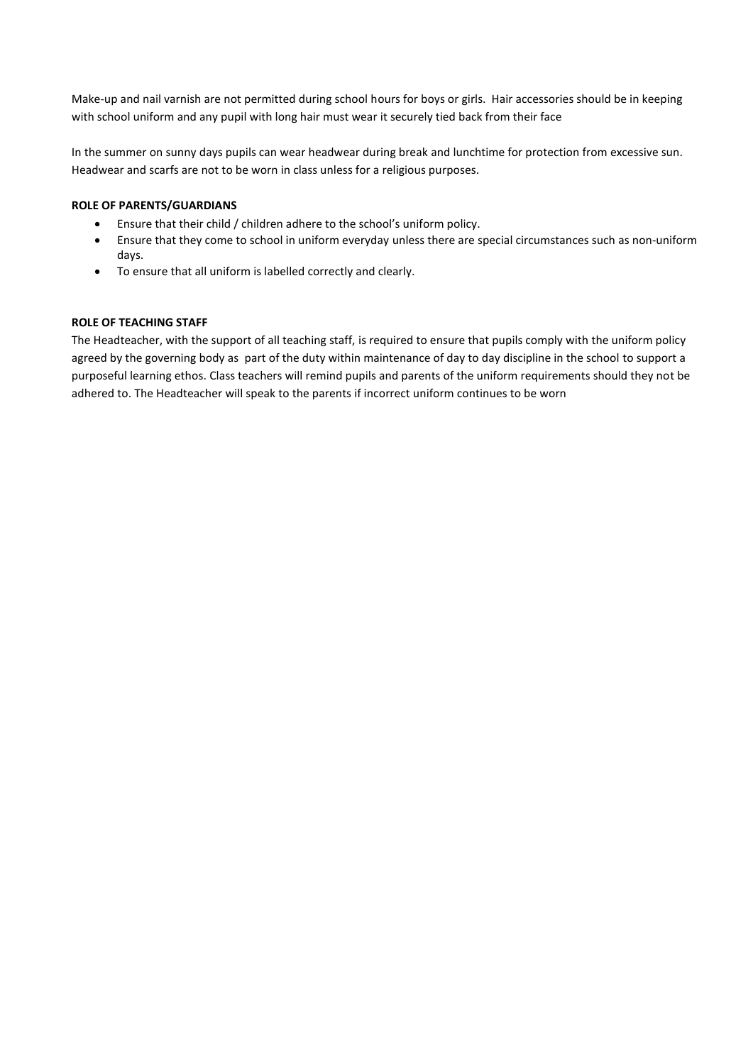Make-up and nail varnish are not permitted during school hours for boys or girls.  Hair accessories should be in keeping with school uniform and any pupil with long hair must wear it securely tied back from their face

In the summer on sunny days pupils can wear headwear during break and lunchtime for protection from excessive sun. Headwear and scarfs are not to be worn in class unless for a religious purposes.

**ROLE OF PARENTS/GUARDIANS**

- Ensure that their child / children adhere to the school's uniform policy.
- Ensure that they come to school in uniform everyday unless there are special circumstances such as non-uniform days.
- To ensure that all uniform is labelled correctly and clearly.

**ROLE OF TEACHING STAFF**

The Headteacher, with the support of all teaching staff, is required to ensure that pupils comply with the uniform policy agreed by the governing body as  part of the duty within maintenance of day to day discipline in the school to support a purposeful learning ethos. Class teachers will remind pupils and parents of the uniform requirements should they not be adhered to. The Headteacher will speak to the parents if incorrect uniform continues to be worn